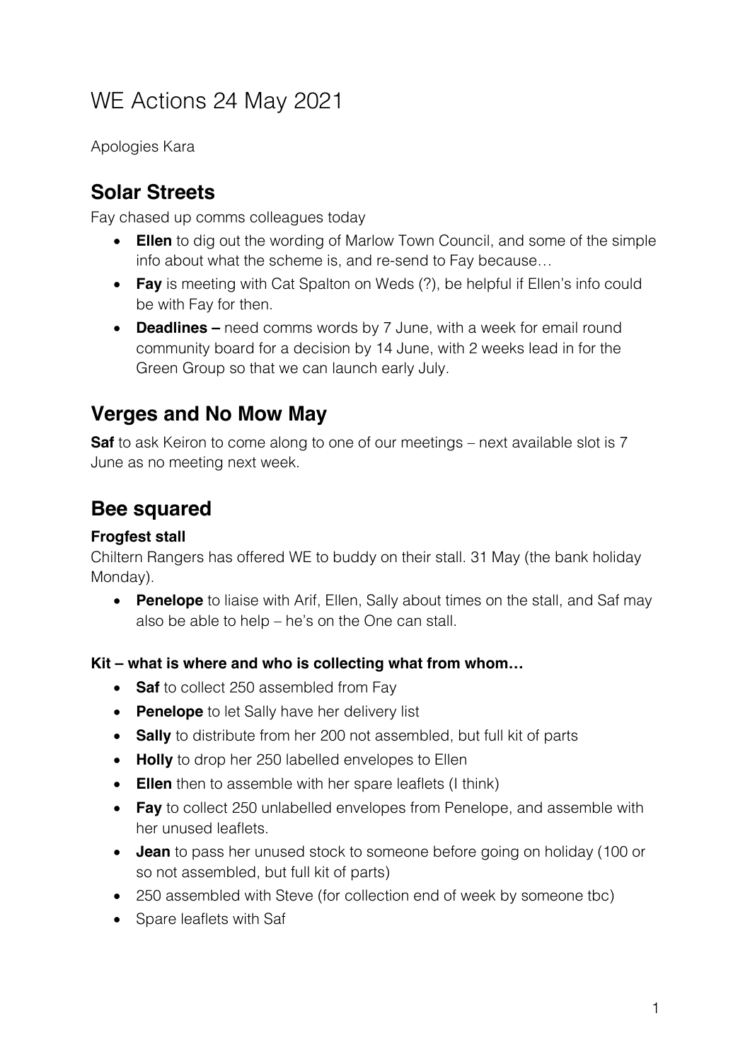# WE Actions 24 May 2021

Apologies Kara

## Solar Streets

Fay chased up comms colleagues today

- **Ellen** to dig out the wording of Marlow Town Council, and some of the simple info about what the scheme is, and re-send to Fay because…
- **Fay** is meeting with Cat Spalton on Weds (?), be helpful if Ellen's info could be with Fay for then.
- **Deadlines –** need comms words by 7 June, with a week for email round community board for a decision by 14 June, with 2 weeks lead in for the Green Group so that we can launch early July.

## Verges and No Mow May

**Saf** to ask Keiron to come along to one of our meetings – next available slot is 7 June as no meeting next week.

## Bee squared

### Frogfest stall

Chiltern Rangers has offered WE to buddy on their stall. 31 May (the bank holiday Monday).

- **Penelope** to liaise with Arif, Ellen, Sally about times on the stall, and Saf may also be able to help – he's on the One can stall.

### Kit – what is where and who is collecting what from whom…

- **Saf** to collect 250 assembled from Fay
- **Penelope** to let Sally have her delivery list
- **Sally** to distribute from her 200 not assembled, but full kit of parts
- **Holly** to drop her 250 labelled envelopes to Ellen
- **Ellen** then to assemble with her spare leaflets (I think)
- **Fay** to collect 250 unlabelled envelopes from Penelope, and assemble with her unused leaflets.
- **Jean** to pass her unused stock to someone before going on holiday (100 or so not assembled, but full kit of parts)
- 250 assembled with Steve (for collection end of week by someone tbc)
- Spare leaflets with Saf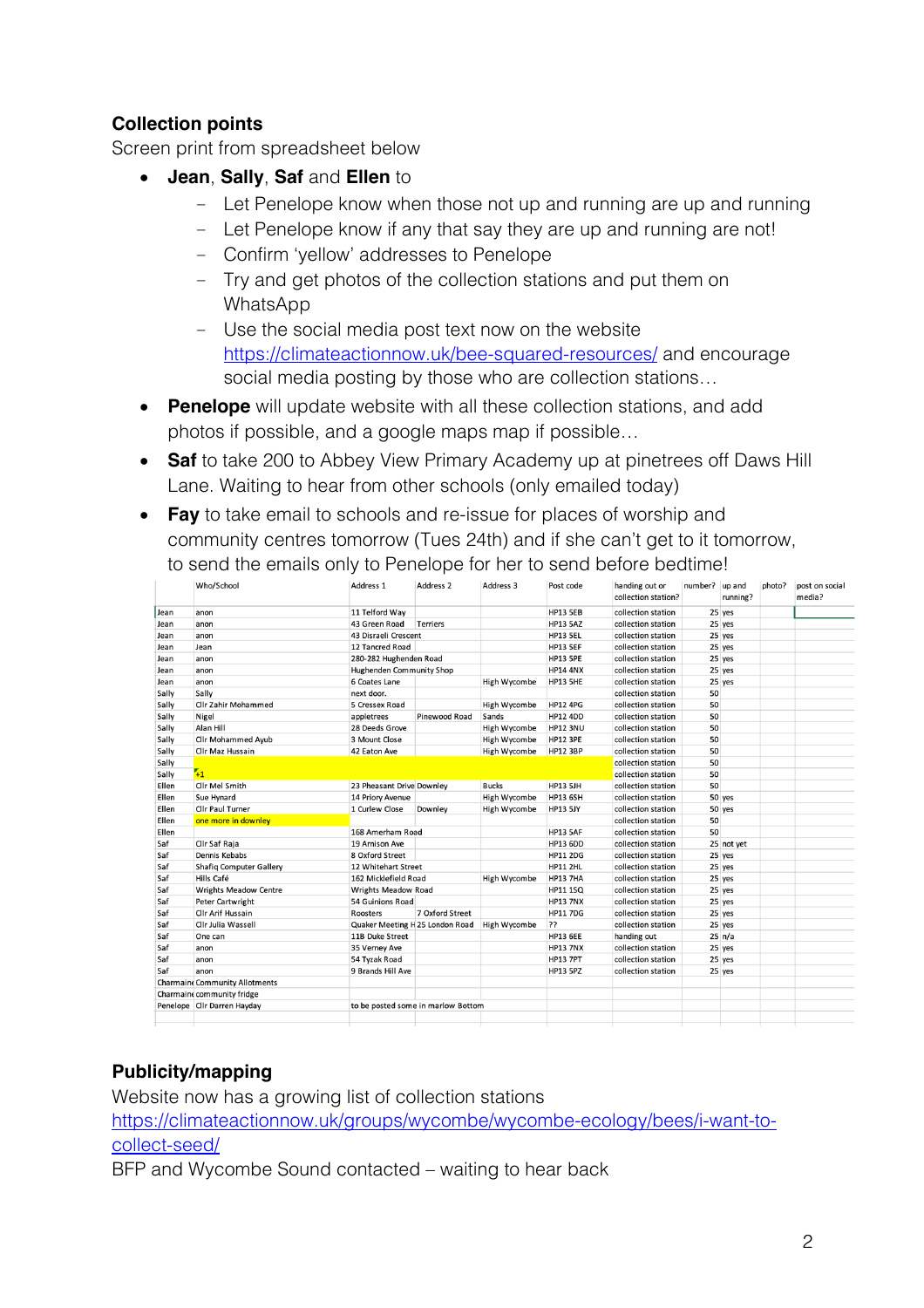**Collection points**

Screen print from spreadsheet below

- **Jean**, **Sally**, **Saf** and **Ellen** to
  - Let Penelope know when those not up and running are up and running
  - Let Penelope know if any that say they are up and running are not!
  - Confirm 'yellow' addresses to Penelope
  - Try and get photos of the collection stations and put them on WhatsApp
  - Use the social media post text now on the website https://climateactionnow.uk/bee-squared-resources/ and encourage social media posting by those who are collection stations…
- **Penelope** will update website with all these collection stations, and add photos if possible, and a google maps map if possible…
- **Saf** to take 200 to Abbey View Primary Academy up at pinetrees off Daws Hill Lane. Waiting to hear from other schools (only emailed today)
- **Fay** to take email to schools and re-issue for places of worship and community centres tomorrow (Tues 24th) and if she can't get to it tomorrow, to send the emails only to Penelope for her to send before bedtime!

| | Who/School | Address 1 | Address 2 | Address 3 | Post code | handing out or collection station? | number? | up and running? | photo? | post on social media? |
|---|---|---|---|---|---|---|---|---|---|---|
| Jean | anon | 11 Telford Way | | | HP13 5EB | collection station | 25 | yes | | |
| Jean | anon | 43 Green Road | Terriers | | HP13 5AZ | collection station | 25 | yes | | |
| Jean | anon | 43 Disraeli Crescent | | | HP13 5EL | collection station | 25 | yes | | |
| Jean | Jean | 12 Tancred Road | | | HP13 5EF | collection station | 25 | yes | | |
| Jean | anon | 280-282 Hughenden Road | | | HP13 5PE | collection station | 25 | yes | | |
| Jean | anon | Hughenden Community Shop | | | HP14 4NX | collection station | 25 | yes | | |
| Jean | anon | 6 Coates Lane | | High Wycombe | HP13 5HE | collection station | 25 | yes | | |
| Sally | Sally | next door. | | | | collection station | 50 | | | |
| Sally | Cllr Zahir Mohammed | 5 Cressex Road | | High Wycombe | HP12 4PG | collection station | 50 | | | |
| Sally | Nigel | appletrees | Pinewood Road | Sands | HP12 4DD | collection station | 50 | | | |
| Sally | Alan Hill | 28 Deeds Grove | | High Wycombe | HP12 3NU | collection station | 50 | | | |
| Sally | Cllr Mohammed Ayub | 3 Mount Close | | High Wycombe | HP12 3PE | collection station | 50 | | | |
| Sally | Cllr Maz Hussain | 42 Eaton Ave | | High Wycombe | HP12 3BP | collection station | 50 | | | |
| Sally | | | | | | collection station | 50 | | | |
| Sally | +1 | | | | | collection station | 50 | | | |
| Ellen | Cllr Mel Smith | 23 Pheasant Drive | Downley | Bucks | HP13 5JH | collection station | 50 | | | |
| Ellen | Sue Hynard | 14 Priory Avenue | | High Wycombe | HP13 6SH | collection station | 50 | yes | | |
| Ellen | Cllr Paul Turner | 1 Curlew Close | Downley | High Wycombe | HP13 5JY | collection station | 50 | yes | | |
| Ellen | one more in downley | | | | | collection station | 50 | | | |
| Ellen | | 168 Amersham Road | | | HP13 5AF | collection station | 50 | | | |
| Saf | Cllr Saf Raja | 19 Amison Ave | | | HP13 6DD | collection station | 25 | not yet | | |
| Saf | Dennis Kebabs | 8 Oxford Street | | | HP11 2DG | collection station | 25 | yes | | |
| Saf | Shafiq Computer Gallery | 12 Whitehart Street | | | HP11 2HL | collection station | 25 | yes | | |
| Saf | Hills Café | 162 Micklefield Road | | High Wycombe | HP13 7HA | collection station | 25 | yes | | |
| Saf | Wrights Meadow Centre | Wrights Meadow Road | | | HP11 1SQ | collection station | 25 | yes | | |
| Saf | Peter Cartwright | 54 Guinions Road | | | HP13 7NX | collection station | 25 | yes | | |
| Saf | Cllr Arif Hussain | Roosters | 7 Oxford Street | | HP11 7DG | collection station | 25 | yes | | |
| Saf | Cllr Julia Wassell | Quaker Meeting H | 25 London Road | High Wycombe | ?? | collection station | 25 | yes | | |
| Saf | One can | 11B Duke Street | | | HP13 6EE | handing out | 25 | n/a | | |
| Saf | anon | 35 Verney Ave | | | HP13 7NX | collection station | 25 | yes | | |
| Saf | anon | 54 Tyzak Road | | | HP13 7PT | collection station | 25 | yes | | |
| Saf | anon | 9 Brands Hill Ave | | | HP13 5PZ | collection station | 25 | yes | | |
| Charmaine | Community Allotments | | | | | | | | | |
| Charmaine | community fridge | | | | | | | | | |
| Penelope | Cllr Darren Hayday | to be posted some in marlow Bottom | | | | | | | | |

**Publicity/mapping**

Website now has a growing list of collection stations
https://climateactionnow.uk/groups/wycombe/wycombe-ecology/bees/i-want-to-collect-seed/

BFP and Wycombe Sound contacted – waiting to hear back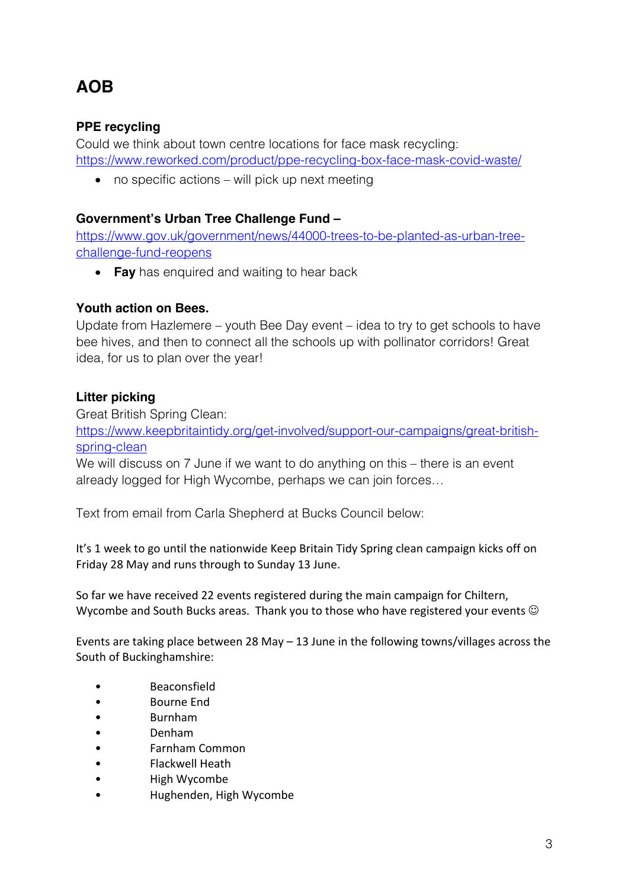# AOB

### PPE recycling

Could we think about town centre locations for face mask recycling:
https://www.reworked.com/product/ppe-recycling-box-face-mask-covid-waste/

- no specific actions – will pick up next meeting

### Government's Urban Tree Challenge Fund –

https://www.gov.uk/government/news/44000-trees-to-be-planted-as-urban-tree-challenge-fund-reopens

- **Fay** has enquired and waiting to hear back

### Youth action on Bees.

Update from Hazlemere – youth Bee Day event – idea to try to get schools to have bee hives, and then to connect all the schools up with pollinator corridors! Great idea, for us to plan over the year!

### Litter picking

Great British Spring Clean:
https://www.keepbritaintidy.org/get-involved/support-our-campaigns/great-british-spring-clean

We will discuss on 7 June if we want to do anything on this – there is an event already logged for High Wycombe, perhaps we can join forces…

Text from email from Carla Shepherd at Bucks Council below:

It's 1 week to go until the nationwide Keep Britain Tidy Spring clean campaign kicks off on Friday 28 May and runs through to Sunday 13 June.

So far we have received 22 events registered during the main campaign for Chiltern, Wycombe and South Bucks areas. Thank you to those who have registered your events ☺

Events are taking place between 28 May – 13 June in the following towns/villages across the South of Buckinghamshire:

- Beaconsfield
- Bourne End
- Burnham
- Denham
- Farnham Common
- Flackwell Heath
- High Wycombe
- Hughenden, High Wycombe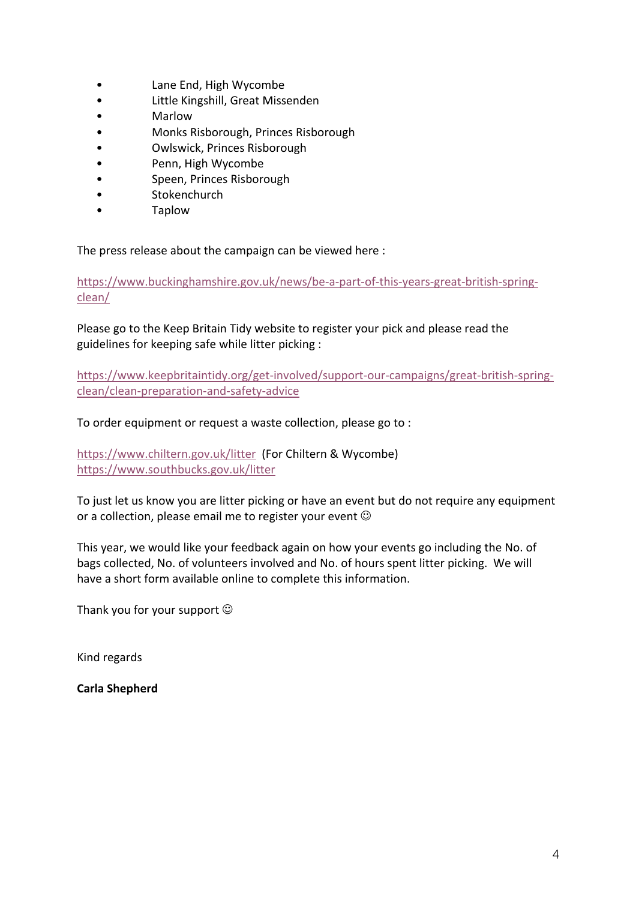- Lane End, High Wycombe
- Little Kingshill, Great Missenden
- Marlow
- Monks Risborough, Princes Risborough
- Owlswick, Princes Risborough
- Penn, High Wycombe
- Speen, Princes Risborough
- Stokenchurch
- Taplow

The press release about the campaign can be viewed here :

https://www.buckinghamshire.gov.uk/news/be-a-part-of-this-years-great-british-spring-clean/

Please go to the Keep Britain Tidy website to register your pick and please read the guidelines for keeping safe while litter picking :

https://www.keepbritaintidy.org/get-involved/support-our-campaigns/great-british-spring-clean/clean-preparation-and-safety-advice

To order equipment or request a waste collection, please go to :

https://www.chiltern.gov.uk/litter (For Chiltern & Wycombe)
https://www.southbucks.gov.uk/litter

To just let us know you are litter picking or have an event but do not require any equipment or a collection, please email me to register your event ☺

This year, we would like your feedback again on how your events go including the No. of bags collected, No. of volunteers involved and No. of hours spent litter picking. We will have a short form available online to complete this information.

Thank you for your support ☺

Kind regards

**Carla Shepherd**